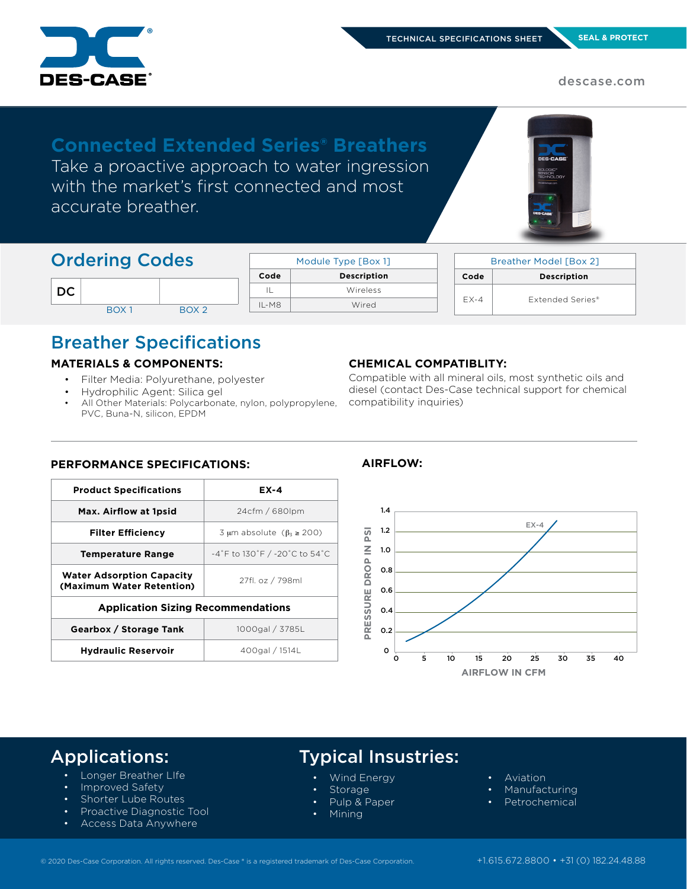TECHNICAL SPECIFICATIONS SHEET | SEAL & PROTECT

descase.com

# Connected Extended Series® Breathers

Take a proactive approach to water ingression with the market's first connected and most accurate breather.

## Ordering Codes

| DC | | |
|---|---|---|
| | BOX 1 | BOX 2 |

**Module Type [Box 1]**

| Code | Description |
|---|---|
| IL | Wireless |
| IL-M8 | Wired |

**Breather Model [Box 2]**

| Code | Description |
|---|---|
| EX-4 | Extended Series® |

## Breather Specifications

### MATERIALS & COMPONENTS:

- Filter Media: Polyurethane, polyester
- Hydrophilic Agent: Silica gel
- All Other Materials: Polycarbonate, nylon, polypropylene, PVC, Buna-N, silicon, EPDM

### CHEMICAL COMPATIBLITY:

Compatible with all mineral oils, most synthetic oils and diesel (contact Des-Case technical support for chemical compatibility inquiries)

### PERFORMANCE SPECIFICATIONS:

| Product Specifications | EX-4 |
|---|---|
| Max. Airflow at 1psid | 24cfm / 680lpm |
| Filter Efficiency | 3 μm absolute ($\beta_3 \geq 200$) |
| Temperature Range | -4˚F to 130˚F / -20˚C to 54˚C |
| Water Adsorption Capacity (Maximum Water Retention) | 27fl. oz / 798ml |
| **Application Sizing Recommendations** | |
| Gearbox / Storage Tank | 1000gal / 3785L |
| Hydraulic Reservoir | 400gal / 1514L |

### AIRFLOW:

Graph: PRESSURE DROP IN PSI (0 to 1.4) vs. AIRFLOW IN CFM (0 to 40), curve labeled EX-4.

## Applications:

- Longer Breather LIfe
- Improved Safety
- Shorter Lube Routes
- Proactive Diagnostic Tool
- Access Data Anywhere

## Typical Insustries:

- Wind Energy
- Storage
- Pulp & Paper
- Mining
- Aviation
- Manufacturing
- Petrochemical

© 2020 Des-Case Corporation. All rights reserved. Des-Case ® is a registered trademark of Des-Case Corporation.

+1.615.672.8800 • +31 (0) 182.24.48.88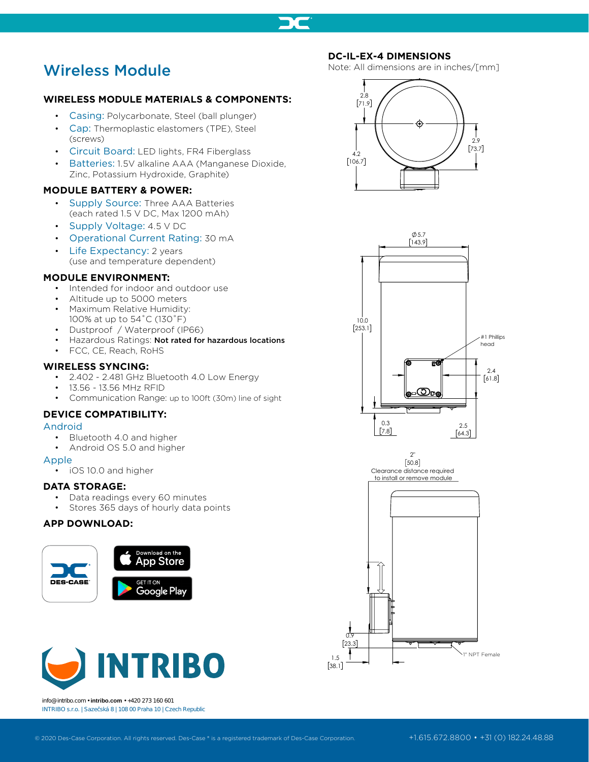# Wireless Module

## WIRELESS MODULE MATERIALS & COMPONENTS:

- Casing: Polycarbonate, Steel (ball plunger)
- Cap: Thermoplastic elastomers (TPE), Steel (screws)
- Circuit Board: LED lights, FR4 Fiberglass
- Batteries: 1.5V alkaline AAA (Manganese Dioxide, Zinc, Potassium Hydroxide, Graphite)

### MODULE BATTERY & POWER:

- Supply Source: Three AAA Batteries (each rated 1.5 V DC, Max 1200 mAh)
- Supply Voltage: 4.5 V DC
- Operational Current Rating: 30 mA
- Life Expectancy: 2 years (use and temperature dependent)

### MODULE ENVIRONMENT:

- Intended for indoor and outdoor use
- Altitude up to 5000 meters
- Maximum Relative Humidity: 100% at up to 54˚C (130˚F)
- Dustproof / Waterproof (IP66)
- Hazardous Ratings: **Not rated for hazardous locations**
- FCC, CE, Reach, RoHS

### WIRELESS SYNCING:

- 2.402 - 2.481 GHz Bluetooth 4.0 Low Energy
- 13.56 - 13.56 MHz RFID
- Communication Range: up to 100ft (30m) line of sight

### DEVICE COMPATIBILITY:

Android

- Bluetooth 4.0 and higher
- Android OS 5.0 and higher

Apple

- iOS 10.0 and higher

### DATA STORAGE:

- Data readings every 60 minutes
- Stores 365 days of hourly data points

### APP DOWNLOAD:

Download on the App Store

GET IT ON Google Play

INTRIBO

info@intribo.com • **intribo.com** • +420 273 160 601
INTRIBO s.r.o. | Sazečská 8 | 108 00 Praha 10 | Czech Republic

## DC-IL-EX-4 DIMENSIONS

Note: All dimensions are in inches/[mm]

2.8 [71.9]
2.9 [73.7]
4.2 [106.7]

Ø5.7 [143.9]
10.0 [253.1]
#1 Phillips head
2.4 [61.8]
0.3 [7.8]
2.5 [64.3]

2" [50.8]
Clearance distance required to install or remove module
0.9 [23.3]
1.5 [38.1]
1" NPT Female

© 2020 Des-Case Corporation. All rights reserved. Des-Case ® is a registered trademark of Des-Case Corporation.

+1.615.672.8800 • +31 (0) 182.24.48.88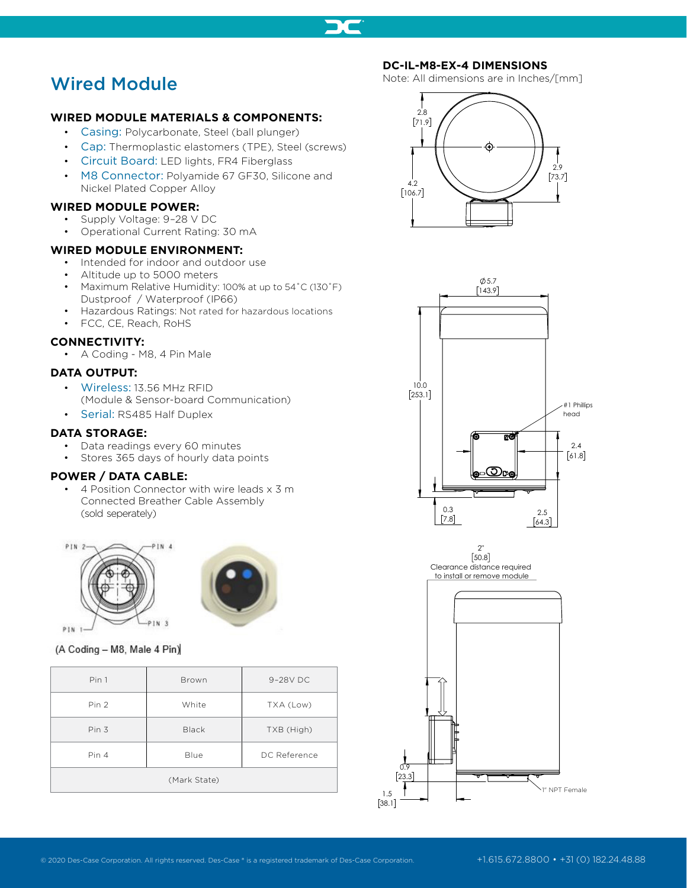# Wired Module

## WIRED MODULE MATERIALS & COMPONENTS:

- Casing: Polycarbonate, Steel (ball plunger)
- Cap: Thermoplastic elastomers (TPE), Steel (screws)
- Circuit Board: LED lights, FR4 Fiberglass
- M8 Connector: Polyamide 67 GF30, Silicone and Nickel Plated Copper Alloy

## WIRED MODULE POWER:

- Supply Voltage: 9–28 V DC
- Operational Current Rating: 30 mA

## WIRED MODULE ENVIRONMENT:

- Intended for indoor and outdoor use
- Altitude up to 5000 meters
- Maximum Relative Humidity: 100% at up to 54˚C (130˚F) Dustproof / Waterproof (IP66)
- Hazardous Ratings: Not rated for hazardous locations
- FCC, CE, Reach, RoHS

## CONNECTIVITY:

- A Coding - M8, 4 Pin Male

## DATA OUTPUT:

- Wireless: 13.56 MHz RFID (Module & Sensor-board Communication)
- Serial: RS485 Half Duplex

## DATA STORAGE:

- Data readings every 60 minutes
- Stores 365 days of hourly data points

## POWER / DATA CABLE:

- 4 Position Connector with wire leads x 3 m Connected Breather Cable Assembly (sold seperately)

PIN 2
PIN 4
PIN 1
PIN 3

(A Coding – M8, Male 4 Pin)

| | | |
|---|---|---|
| Pin 1 | Brown | 9–28V DC |
| Pin 2 | White | TXA (Low) |
| Pin 3 | Black | TXB (High) |
| Pin 4 | Blue | DC Reference |
| (Mark State) | | |

## DC-IL-M8-EX-4 DIMENSIONS

Note: All dimensions are in Inches/[mm]

2.8
[71.9]
4.2
[106.7]
2.9
[73.7]

Ø5.7
[143.9]
10.0
[253.1]
#1 Phillips head
2.4
[61.8]
0.3
[7.8]
2.5
[64.3]

2"
[50.8]
Clearance distance required to install or remove module
0.9
[23.3]
1.5
[38.1]
1" NPT Female